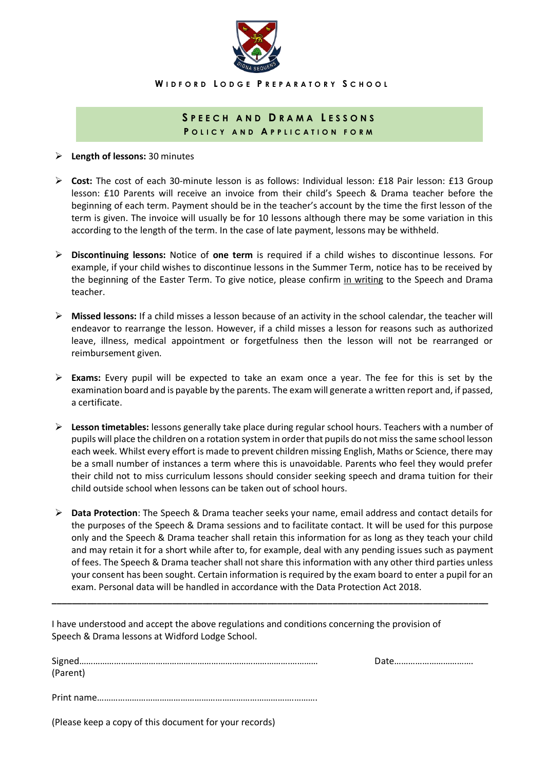Widford Lodge Preparatory School

## Speech and Drama Lessons
### Policy and Application form

- **Length of lessons:** 30 minutes

- **Cost:** The cost of each 30-minute lesson is as follows: Individual lesson: £18 Pair lesson: £13 Group lesson: £10 Parents will receive an invoice from their child's Speech & Drama teacher before the beginning of each term. Payment should be in the teacher's account by the time the first lesson of the term is given. The invoice will usually be for 10 lessons although there may be some variation in this according to the length of the term. In the case of late payment, lessons may be withheld.

- **Discontinuing lessons:** Notice of **one term** is required if a child wishes to discontinue lessons. For example, if your child wishes to discontinue lessons in the Summer Term, notice has to be received by the beginning of the Easter Term. To give notice, please confirm <u>in writing</u> to the Speech and Drama teacher.

- **Missed lessons:** If a child misses a lesson because of an activity in the school calendar, the teacher will endeavor to rearrange the lesson. However, if a child misses a lesson for reasons such as authorized leave, illness, medical appointment or forgetfulness then the lesson will not be rearranged or reimbursement given.

- **Exams:** Every pupil will be expected to take an exam once a year. The fee for this is set by the examination board and is payable by the parents. The exam will generate a written report and, if passed, a certificate.

- **Lesson timetables:** lessons generally take place during regular school hours. Teachers with a number of pupils will place the children on a rotation system in order that pupils do not miss the same school lesson each week. Whilst every effort is made to prevent children missing English, Maths or Science, there may be a small number of instances a term where this is unavoidable. Parents who feel they would prefer their child not to miss curriculum lessons should consider seeking speech and drama tuition for their child outside school when lessons can be taken out of school hours.

- **Data Protection**: The Speech & Drama teacher seeks your name, email address and contact details for the purposes of the Speech & Drama sessions and to facilitate contact. It will be used for this purpose only and the Speech & Drama teacher shall retain this information for as long as they teach your child and may retain it for a short while after to, for example, deal with any pending issues such as payment of fees. The Speech & Drama teacher shall not share this information with any other third parties unless your consent has been sought. Certain information is required by the exam board to enter a pupil for an exam. Personal data will be handled in accordance with the Data Protection Act 2018.

---

I have understood and accept the above regulations and conditions concerning the provision of Speech & Drama lessons at Widford Lodge School.

Signed…………………………………………………………………………………… Date……………………………
(Parent)

Print name……………………………………………………………………………….

(Please keep a copy of this document for your records)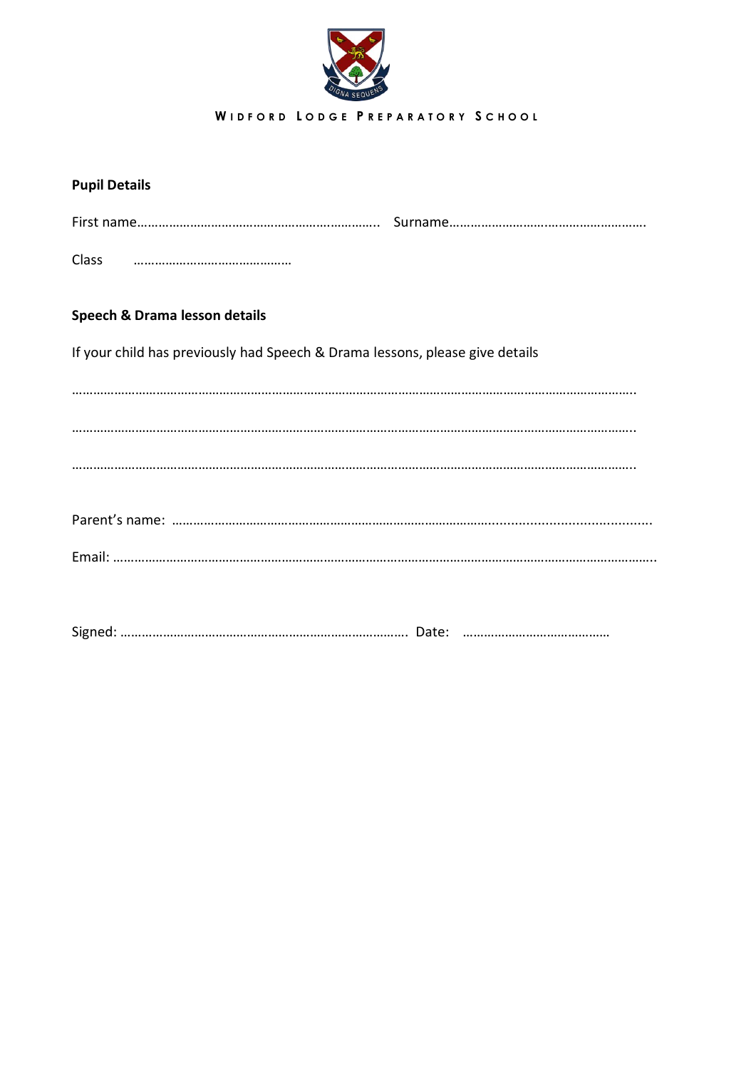WIDFORD LODGE PREPARATORY SCHOOL

**Pupil Details**

First name………………………………………………………….. Surname……………………………………………….

Class ………………………………………

**Speech & Drama lesson details**

If your child has previously had Speech & Drama lessons, please give details

…………………………………………………………………………………………………………………………………………

…………………………………………………………………………………………………………………………………………

…………………………………………………………………………………………………………………………………………

Parent's name: ……………………………………………………………………………………………………………

Email: ……………………………………………………………………………………………………………………………

Signed: ………………………………………………………………………. Date: …………………………………